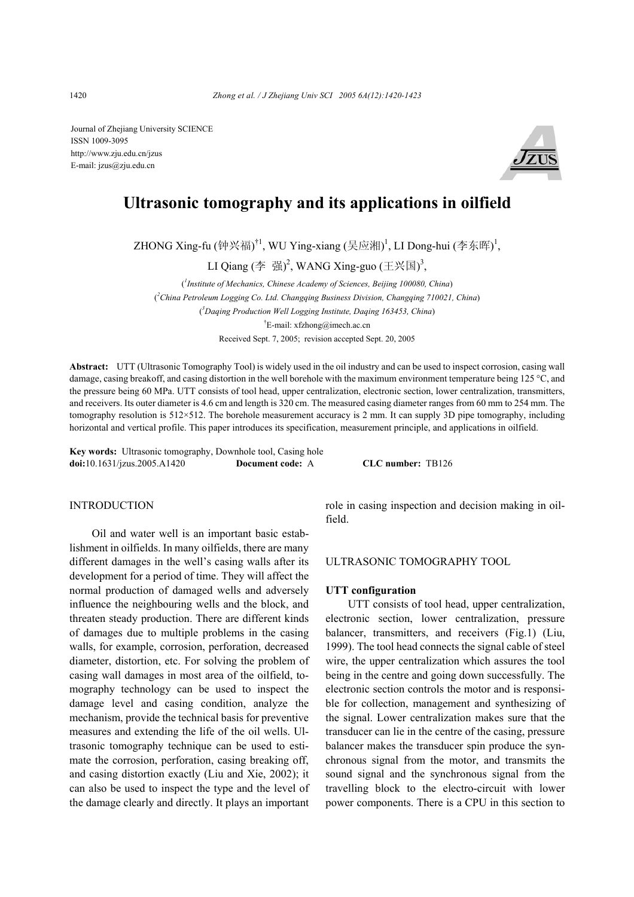Journal of Zhejiang University SCIENCE
ISSN 1009-3095
http://www.zju.edu.cn/jzus
E-mail: jzus@zju.edu.cn

# Ultrasonic tomography and its applications in oilfield

ZHONG Xing-fu (钟兴福)[†1], WU Ying-xiang (吴应湘)[1], LI Dong-hui (李东晖)[1], LI Qiang (李 强)[2], WANG Xing-guo (王兴国)[3],

([1]*Institute of Mechanics, Chinese Academy of Sciences, Beijing 100080, China*)
([2]*China Petroleum Logging Co. Ltd. Changqing Business Division, Changqing 710021, China*)
([3]*Daqing Production Well Logging Institute, Daqing 163453, China*)
[†]E-mail: xfzhong@imech.ac.cn
Received Sept. 7, 2005; revision accepted Sept. 20, 2005

**Abstract:** UTT (Ultrasonic Tomography Tool) is widely used in the oil industry and can be used to inspect corrosion, casing wall damage, casing breakoff, and casing distortion in the well borehole with the maximum environment temperature being 125 °C, and the pressure being 60 MPa. UTT consists of tool head, upper centralization, electronic section, lower centralization, transmitters, and receivers. Its outer diameter is 4.6 cm and length is 320 cm. The measured casing diameter ranges from 60 mm to 254 mm. The tomography resolution is 512×512. The borehole measurement accuracy is 2 mm. It can supply 3D pipe tomography, including horizontal and vertical profile. This paper introduces its specification, measurement principle, and applications in oilfield.

**Key words:** Ultrasonic tomography, Downhole tool, Casing hole
**doi:**10.1631/jzus.2005.A1420 **Document code:** A **CLC number:** TB126

## INTRODUCTION

Oil and water well is an important basic establishment in oilfields. In many oilfields, there are many different damages in the well's casing walls after its development for a period of time. They will affect the normal production of damaged wells and adversely influence the neighbouring wells and the block, and threaten steady production. There are different kinds of damages due to multiple problems in the casing walls, for example, corrosion, perforation, decreased diameter, distortion, etc. For solving the problem of casing wall damages in most area of the oilfield, tomography technology can be used to inspect the damage level and casing condition, analyze the mechanism, provide the technical basis for preventive measures and extending the life of the oil wells. Ultrasonic tomography technique can be used to estimate the corrosion, perforation, casing breaking off, and casing distortion exactly (Liu and Xie, 2002); it can also be used to inspect the type and the level of the damage clearly and directly. It plays an important role in casing inspection and decision making in oilfield.

## ULTRASONIC TOMOGRAPHY TOOL

### UTT configuration

UTT consists of tool head, upper centralization, electronic section, lower centralization, pressure balancer, transmitters, and receivers (Fig.1) (Liu, 1999). The tool head connects the signal cable of steel wire, the upper centralization which assures the tool being in the centre and going down successfully. The electronic section controls the motor and is responsible for collection, management and synthesizing of the signal. Lower centralization makes sure that the transducer can lie in the centre of the casing, pressure balancer makes the transducer spin produce the synchronous signal from the motor, and transmits the sound signal and the synchronous signal from the travelling block to the electro-circuit with lower power components. There is a CPU in this section to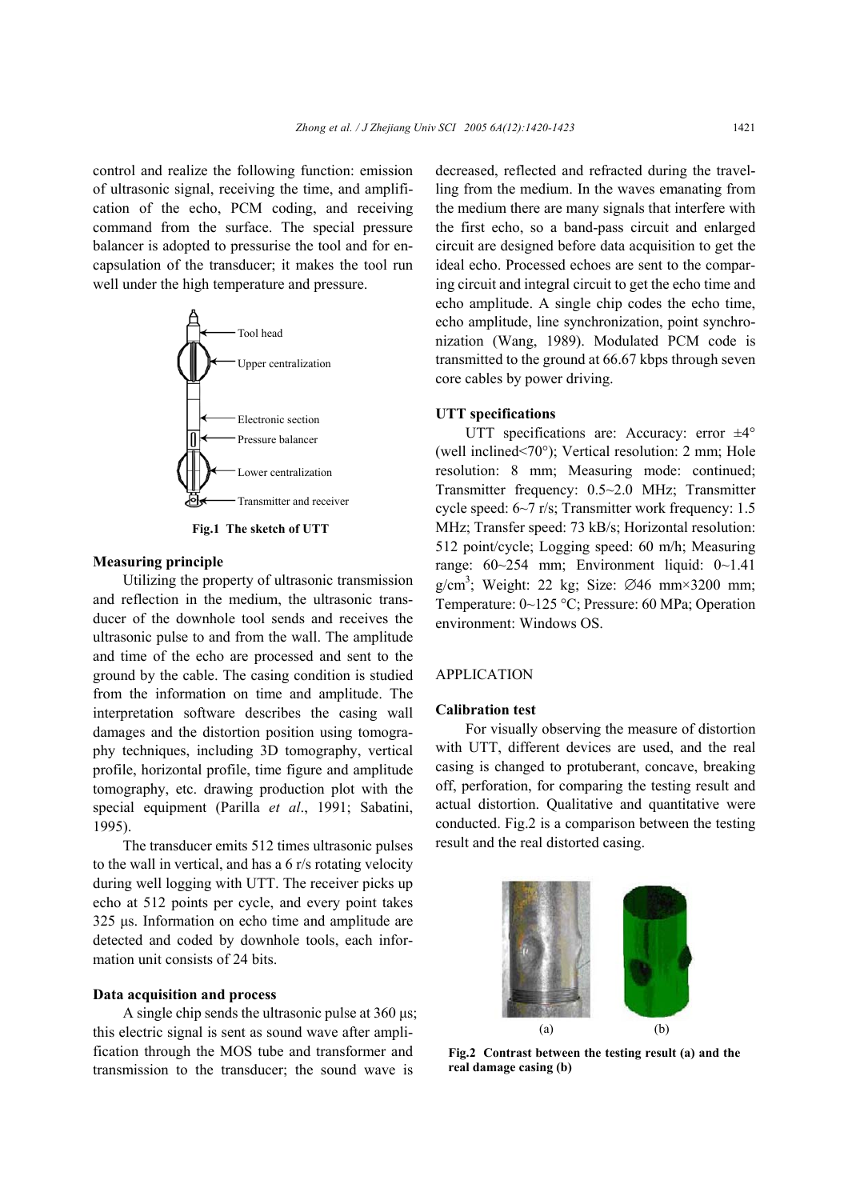control and realize the following function: emission of ultrasonic signal, receiving the time, and amplification of the echo, PCM coding, and receiving command from the surface. The special pressure balancer is adopted to pressurise the tool and for encapsulation of the transducer; it makes the tool run well under the high temperature and pressure.

Fig.1 The sketch of UTT

### Measuring principle

Utilizing the property of ultrasonic transmission and reflection in the medium, the ultrasonic transducer of the downhole tool sends and receives the ultrasonic pulse to and from the wall. The amplitude and time of the echo are processed and sent to the ground by the cable. The casing condition is studied from the information on time and amplitude. The interpretation software describes the casing wall damages and the distortion position using tomography techniques, including 3D tomography, vertical profile, horizontal profile, time figure and amplitude tomography, etc. drawing production plot with the special equipment (Parilla *et al*., 1991; Sabatini, 1995).

The transducer emits 512 times ultrasonic pulses to the wall in vertical, and has a 6 r/s rotating velocity during well logging with UTT. The receiver picks up echo at 512 points per cycle, and every point takes 325 μs. Information on echo time and amplitude are detected and coded by downhole tools, each information unit consists of 24 bits.

### Data acquisition and process

A single chip sends the ultrasonic pulse at 360 μs; this electric signal is sent as sound wave after amplification through the MOS tube and transformer and transmission to the transducer; the sound wave is decreased, reflected and refracted during the travelling from the medium. In the waves emanating from the medium there are many signals that interfere with the first echo, so a band-pass circuit and enlarged circuit are designed before data acquisition to get the ideal echo. Processed echoes are sent to the comparing circuit and integral circuit to get the echo time and echo amplitude. A single chip codes the echo time, echo amplitude, line synchronization, point synchronization (Wang, 1989). Modulated PCM code is transmitted to the ground at 66.67 kbps through seven core cables by power driving.

### UTT specifications

UTT specifications are: Accuracy: error ±4° (well inclined<70°); Vertical resolution: 2 mm; Hole resolution: 8 mm; Measuring mode: continued; Transmitter frequency: 0.5~2.0 MHz; Transmitter cycle speed: 6~7 r/s; Transmitter work frequency: 1.5 MHz; Transfer speed: 73 kB/s; Horizontal resolution: 512 point/cycle; Logging speed: 60 m/h; Measuring range: 60~254 mm; Environment liquid: 0~1.41 g/cm$^3$; Weight: 22 kg; Size: ∅46 mm×3200 mm; Temperature: 0~125 °C; Pressure: 60 MPa; Operation environment: Windows OS.

## APPLICATION

### Calibration test

For visually observing the measure of distortion with UTT, different devices are used, and the real casing is changed to protuberant, concave, breaking off, perforation, for comparing the testing result and actual distortion. Qualitative and quantitative were conducted. Fig.2 is a comparison between the testing result and the real distorted casing.

Fig.2 Contrast between the testing result (a) and the real damage casing (b)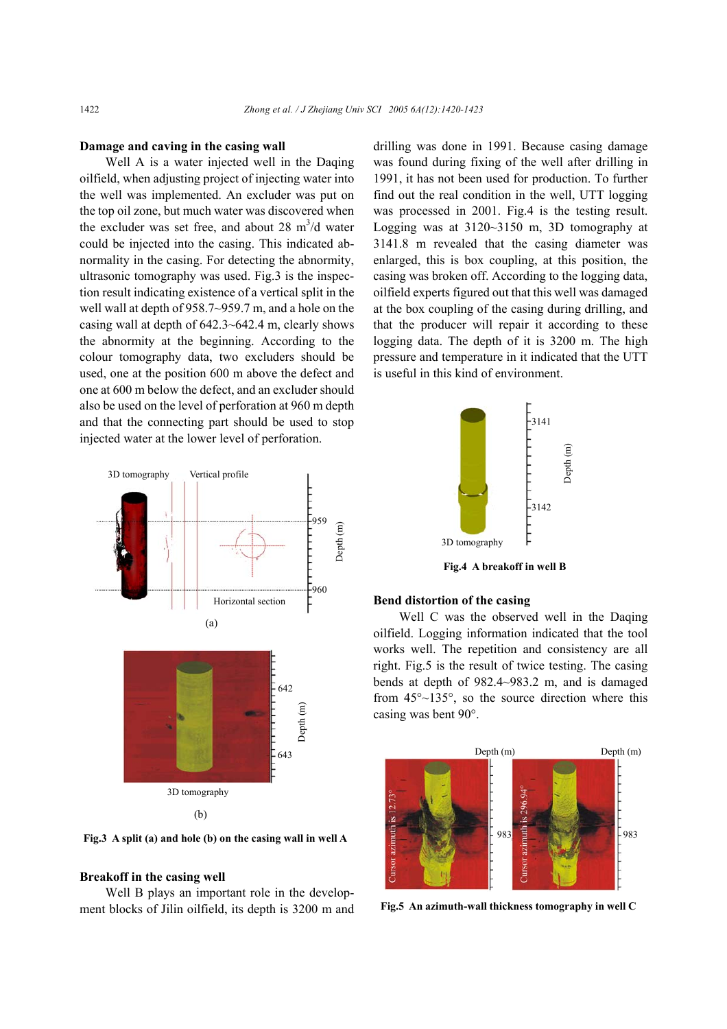### Damage and caving in the casing wall

Well A is a water injected well in the Daqing oilfield, when adjusting project of injecting water into the well was implemented. An excluder was put on the top oil zone, but much water was discovered when the excluder was set free, and about 28 $m^3$/d water could be injected into the casing. This indicated abnormality in the casing. For detecting the abnormity, ultrasonic tomography was used. Fig.3 is the inspection result indicating existence of a vertical split in the well wall at depth of 958.7~959.7 m, and a hole on the casing wall at depth of 642.3~642.4 m, clearly shows the abnormity at the beginning. According to the colour tomography data, two excluders should be used, one at the position 600 m above the defect and one at 600 m below the defect, and an excluder should also be used on the level of perforation at 960 m depth and that the connecting part should be used to stop injected water at the lower level of perforation.

**Fig.3 A split (a) and hole (b) on the casing wall in well A**

### Breakoff in the casing well

Well B plays an important role in the development blocks of Jilin oilfield, its depth is 3200 m and drilling was done in 1991. Because casing damage was found during fixing of the well after drilling in 1991, it has not been used for production. To further find out the real condition in the well, UTT logging was processed in 2001. Fig.4 is the testing result. Logging was at 3120~3150 m, 3D tomography at 3141.8 m revealed that the casing diameter was enlarged, this is box coupling, at this position, the casing was broken off. According to the logging data, oilfield experts figured out that this well was damaged at the box coupling of the casing during drilling, and that the producer will repair it according to these logging data. The depth of it is 3200 m. The high pressure and temperature in it indicated that the UTT is useful in this kind of environment.

**Fig.4 A breakoff in well B**

### Bend distortion of the casing

Well C was the observed well in the Daqing oilfield. Logging information indicated that the tool works well. The repetition and consistency are all right. Fig.5 is the result of twice testing. The casing bends at depth of 982.4~983.2 m, and is damaged from 45°~135°, so the source direction where this casing was bent 90°.

**Fig.5 An azimuth-wall thickness tomography in well C**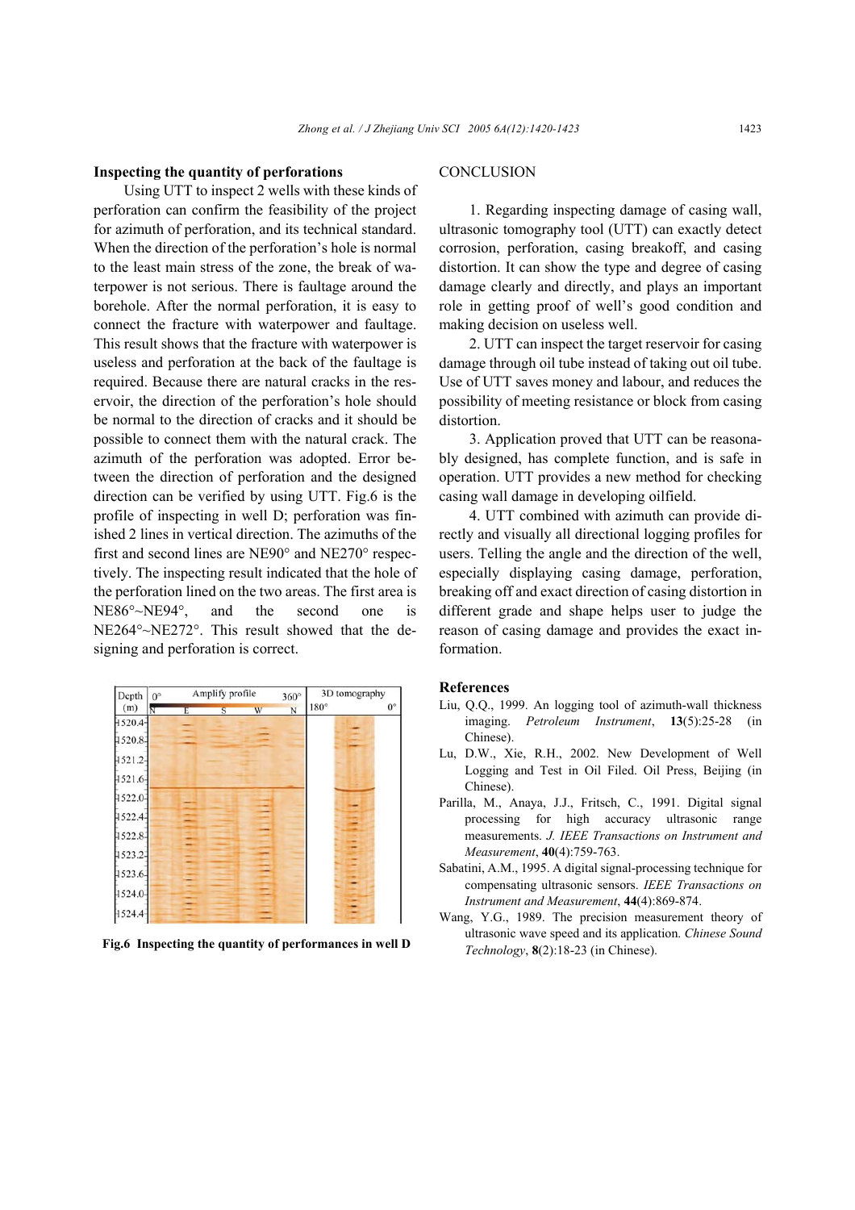## Inspecting the quantity of perforations

Using UTT to inspect 2 wells with these kinds of perforation can confirm the feasibility of the project for azimuth of perforation, and its technical standard. When the direction of the perforation's hole is normal to the least main stress of the zone, the break of waterpower is not serious. There is faultage around the borehole. After the normal perforation, it is easy to connect the fracture with waterpower and faultage. This result shows that the fracture with waterpower is useless and perforation at the back of the faultage is required. Because there are natural cracks in the reservoir, the direction of the perforation's hole should be normal to the direction of cracks and it should be possible to connect them with the natural crack. The azimuth of the perforation was adopted. Error between the direction of perforation and the designed direction can be verified by using UTT. Fig.6 is the profile of inspecting in well D; perforation was finished 2 lines in vertical direction. The azimuths of the first and second lines are NE90° and NE270° respectively. The inspecting result indicated that the hole of the perforation lined on the two areas. The first area is NE86°~NE94°, and the second one is NE264°~NE272°. This result showed that the designing and perforation is correct.

Depth (m)
0° Amplify profile 360°
N E S W N
3D tomography
180° 0°
1520.4
1520.8
1521.2
1521.6
1522.0
1522.4
1522.8
1523.2
1523.6
1524.0
1524.4

**Fig.6 Inspecting the quantity of performances in well D**

## CONCLUSION

1. Regarding inspecting damage of casing wall, ultrasonic tomography tool (UTT) can exactly detect corrosion, perforation, casing breakoff, and casing distortion. It can show the type and degree of casing damage clearly and directly, and plays an important role in getting proof of well's good condition and making decision on useless well.

2. UTT can inspect the target reservoir for casing damage through oil tube instead of taking out oil tube. Use of UTT saves money and labour, and reduces the possibility of meeting resistance or block from casing distortion.

3. Application proved that UTT can be reasonably designed, has complete function, and is safe in operation. UTT provides a new method for checking casing wall damage in developing oilfield.

4. UTT combined with azimuth can provide directly and visually all directional logging profiles for users. Telling the angle and the direction of the well, especially displaying casing damage, perforation, breaking off and exact direction of casing distortion in different grade and shape helps user to judge the reason of casing damage and provides the exact information.

## References

Liu, Q.Q., 1999. An logging tool of azimuth-wall thickness imaging. *Petroleum Instrument*, **13**(5):25-28 (in Chinese).

Lu, D.W., Xie, R.H., 2002. New Development of Well Logging and Test in Oil Filed. Oil Press, Beijing (in Chinese).

Parilla, M., Anaya, J.J., Fritsch, C., 1991. Digital signal processing for high accuracy ultrasonic range measurements. *J. IEEE Transactions on Instrument and Measurement*, **40**(4):759-763.

Sabatini, A.M., 1995. A digital signal-processing technique for compensating ultrasonic sensors. *IEEE Transactions on Instrument and Measurement*, **44**(4):869-874.

Wang, Y.G., 1989. The precision measurement theory of ultrasonic wave speed and its application. *Chinese Sound Technology*, **8**(2):18-23 (in Chinese).